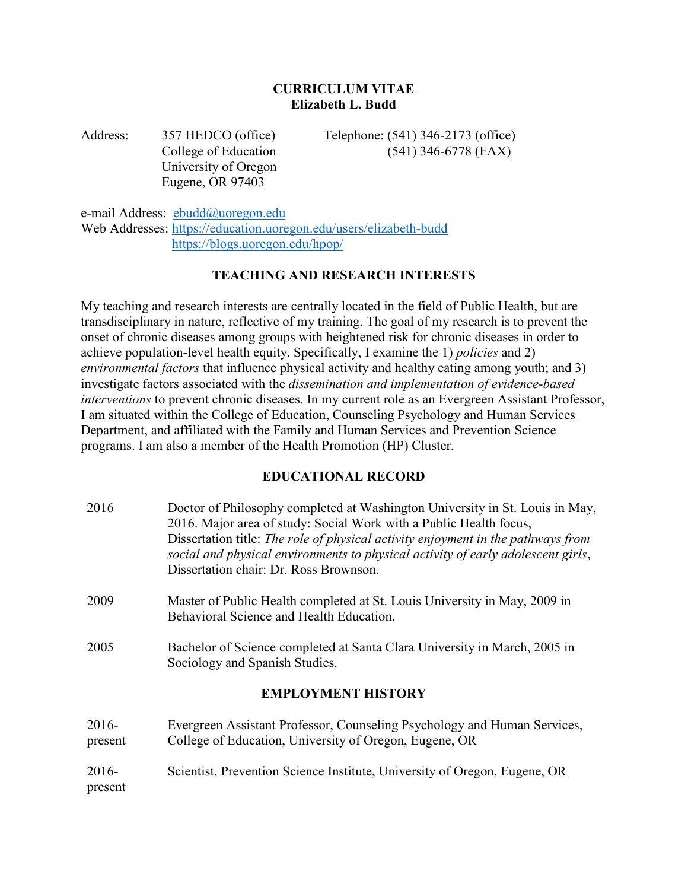# CURRICULUM VITAE
## Elizabeth L. Budd

| | | |
|---|---|---|
| Address: | 357 HEDCO (office)<br>College of Education<br>University of Oregon<br>Eugene, OR 97403 | Telephone: (541) 346-2173 (office)<br>(541) 346-6778 (FAX) |

e-mail Address: ebudd@uoregon.edu
Web Addresses: https://education.uoregon.edu/users/elizabeth-budd
https://blogs.uoregon.edu/hpop/

## TEACHING AND RESEARCH INTERESTS

My teaching and research interests are centrally located in the field of Public Health, but are transdisciplinary in nature, reflective of my training. The goal of my research is to prevent the onset of chronic diseases among groups with heightened risk for chronic diseases in order to achieve population-level health equity. Specifically, I examine the 1) *policies* and 2) *environmental factors* that influence physical activity and healthy eating among youth; and 3) investigate factors associated with the *dissemination and implementation of evidence-based interventions* to prevent chronic diseases. In my current role as an Evergreen Assistant Professor, I am situated within the College of Education, Counseling Psychology and Human Services Department, and affiliated with the Family and Human Services and Prevention Science programs. I am also a member of the Health Promotion (HP) Cluster.

## EDUCATIONAL RECORD

| | |
|---|---|
| 2016 | Doctor of Philosophy completed at Washington University in St. Louis in May, 2016. Major area of study: Social Work with a Public Health focus, Dissertation title: *The role of physical activity enjoyment in the pathways from social and physical environments to physical activity of early adolescent girls*, Dissertation chair: Dr. Ross Brownson. |
| 2009 | Master of Public Health completed at St. Louis University in May, 2009 in Behavioral Science and Health Education. |
| 2005 | Bachelor of Science completed at Santa Clara University in March, 2005 in Sociology and Spanish Studies. |

## EMPLOYMENT HISTORY

| | |
|---|---|
| 2016-present | Evergreen Assistant Professor, Counseling Psychology and Human Services, College of Education, University of Oregon, Eugene, OR |
| 2016-present | Scientist, Prevention Science Institute, University of Oregon, Eugene, OR |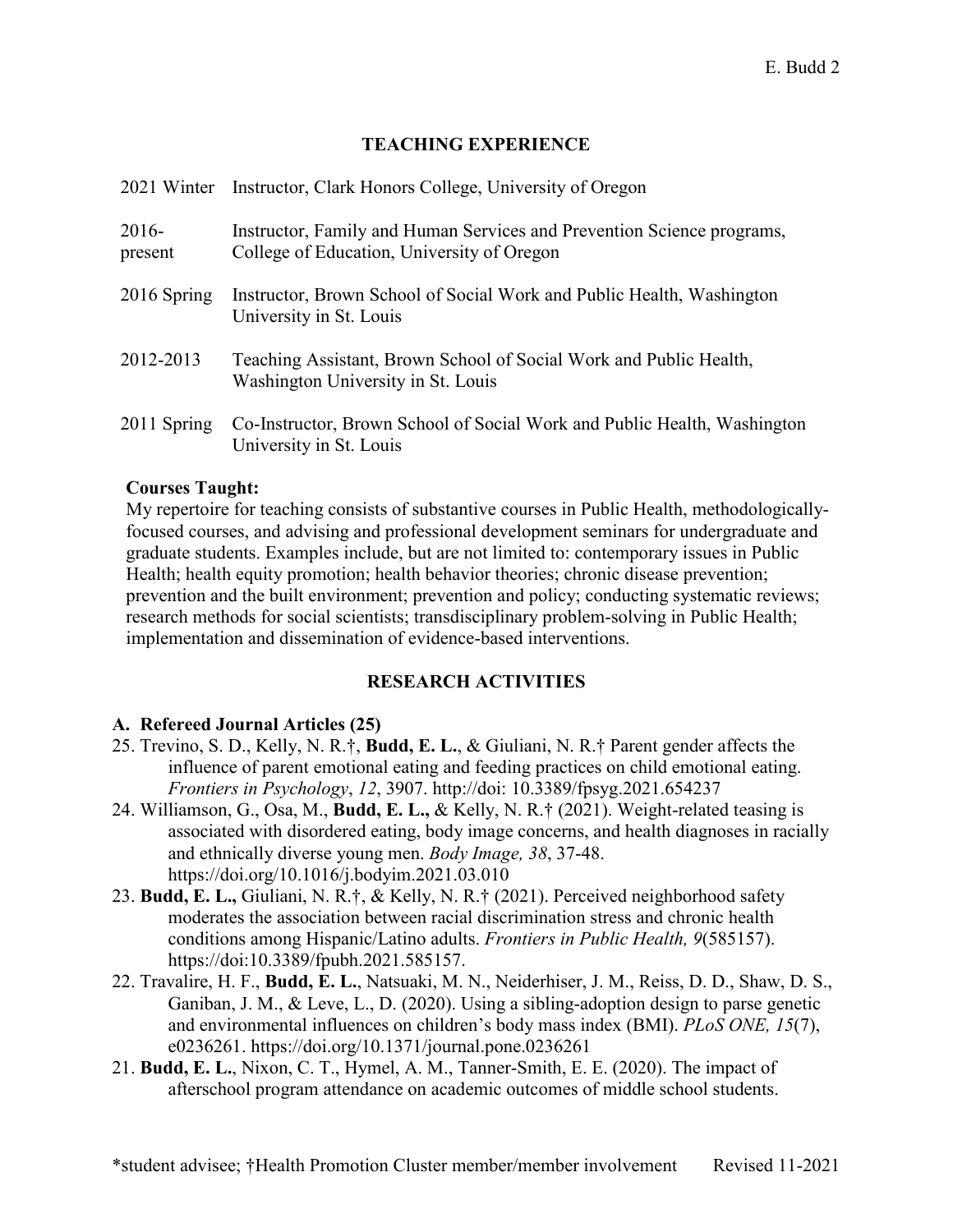## TEACHING EXPERIENCE

| | |
|---|---|
| 2021 Winter | Instructor, Clark Honors College, University of Oregon |
| 2016-present | Instructor, Family and Human Services and Prevention Science programs, College of Education, University of Oregon |
| 2016 Spring | Instructor, Brown School of Social Work and Public Health, Washington University in St. Louis |
| 2012-2013 | Teaching Assistant, Brown School of Social Work and Public Health, Washington University in St. Louis |
| 2011 Spring | Co-Instructor, Brown School of Social Work and Public Health, Washington University in St. Louis |

**Courses Taught:**

My repertoire for teaching consists of substantive courses in Public Health, methodologically-focused courses, and advising and professional development seminars for undergraduate and graduate students. Examples include, but are not limited to: contemporary issues in Public Health; health equity promotion; health behavior theories; chronic disease prevention; prevention and the built environment; prevention and policy; conducting systematic reviews; research methods for social scientists; transdisciplinary problem-solving in Public Health; implementation and dissemination of evidence-based interventions.

## RESEARCH ACTIVITIES

**A. Refereed Journal Articles (25)**

25. Trevino, S. D., Kelly, N. R.†, **Budd, E. L.**, & Giuliani, N. R.† Parent gender affects the influence of parent emotional eating and feeding practices on child emotional eating. *Frontiers in Psychology*, *12*, 3907. http://doi: 10.3389/fpsyg.2021.654237
24. Williamson, G., Osa, M., **Budd, E. L.,** & Kelly, N. R.† (2021). Weight-related teasing is associated with disordered eating, body image concerns, and health diagnoses in racially and ethnically diverse young men. *Body Image, 38*, 37-48. https://doi.org/10.1016/j.bodyim.2021.03.010
23. **Budd, E. L.,** Giuliani, N. R.†, & Kelly, N. R.† (2021). Perceived neighborhood safety moderates the association between racial discrimination stress and chronic health conditions among Hispanic/Latino adults. *Frontiers in Public Health, 9*(585157). https://doi:10.3389/fpubh.2021.585157.
22. Travalire, H. F., **Budd, E. L.**, Natsuaki, M. N., Neiderhiser, J. M., Reiss, D. D., Shaw, D. S., Ganiban, J. M., & Leve, L., D. (2020). Using a sibling-adoption design to parse genetic and environmental influences on children's body mass index (BMI). *PLoS ONE, 15*(7), e0236261. https://doi.org/10.1371/journal.pone.0236261
21. **Budd, E. L.**, Nixon, C. T., Hymel, A. M., Tanner-Smith, E. E. (2020). The impact of afterschool program attendance on academic outcomes of middle school students.

*student advisee; †Health Promotion Cluster member/member involvement     Revised 11-2021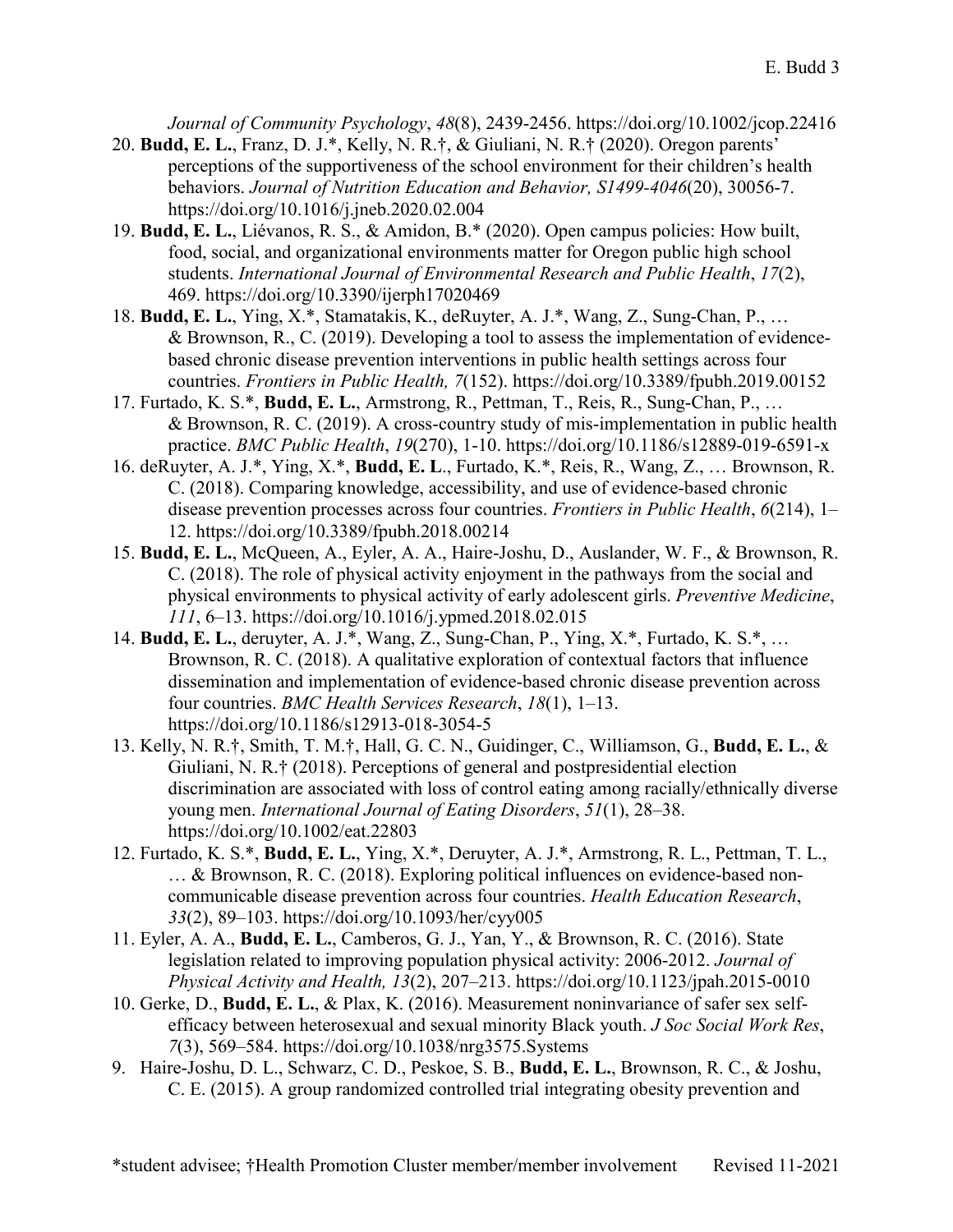*Journal of Community Psychology*, *48*(8), 2439-2456. https://doi.org/10.1002/jcop.22416

20. **Budd, E. L.**, Franz, D. J.*, Kelly, N. R.†, & Giuliani, N. R.† (2020). Oregon parents' perceptions of the supportiveness of the school environment for their children's health behaviors. *Journal of Nutrition Education and Behavior, S1499-4046*(20), 30056-7. https://doi.org/10.1016/j.jneb.2020.02.004
19. **Budd, E. L.**, Liévanos, R. S., & Amidon, B.* (2020). Open campus policies: How built, food, social, and organizational environments matter for Oregon public high school students. *International Journal of Environmental Research and Public Health*, *17*(2), 469. https://doi.org/10.3390/ijerph17020469
18. **Budd, E. L.**, Ying, X.*, Stamatakis, K., deRuyter, A. J.*, Wang, Z., Sung-Chan, P., … & Brownson, R., C. (2019). Developing a tool to assess the implementation of evidence-based chronic disease prevention interventions in public health settings across four countries. *Frontiers in Public Health, 7*(152). https://doi.org/10.3389/fpubh.2019.00152
17. Furtado, K. S.*, **Budd, E. L.**, Armstrong, R., Pettman, T., Reis, R., Sung-Chan, P., … & Brownson, R. C. (2019). A cross-country study of mis-implementation in public health practice. *BMC Public Health*, *19*(270), 1-10. https://doi.org/10.1186/s12889-019-6591-x
16. deRuyter, A. J.*, Ying, X.*, **Budd, E. L**., Furtado, K.*, Reis, R., Wang, Z., … Brownson, R. C. (2018). Comparing knowledge, accessibility, and use of evidence-based chronic disease prevention processes across four countries. *Frontiers in Public Health*, *6*(214), 1–12. https://doi.org/10.3389/fpubh.2018.00214
15. **Budd, E. L.**, McQueen, A., Eyler, A. A., Haire-Joshu, D., Auslander, W. F., & Brownson, R. C. (2018). The role of physical activity enjoyment in the pathways from the social and physical environments to physical activity of early adolescent girls. *Preventive Medicine*, *111*, 6–13. https://doi.org/10.1016/j.ypmed.2018.02.015
14. **Budd, E. L.**, deruyter, A. J.*, Wang, Z., Sung-Chan, P., Ying, X.*, Furtado, K. S.*, … Brownson, R. C. (2018). A qualitative exploration of contextual factors that influence dissemination and implementation of evidence-based chronic disease prevention across four countries. *BMC Health Services Research*, *18*(1), 1–13. https://doi.org/10.1186/s12913-018-3054-5
13. Kelly, N. R.†, Smith, T. M.†, Hall, G. C. N., Guidinger, C., Williamson, G., **Budd, E. L.**, & Giuliani, N. R.† (2018). Perceptions of general and postpresidential election discrimination are associated with loss of control eating among racially/ethnically diverse young men. *International Journal of Eating Disorders*, *51*(1), 28–38. https://doi.org/10.1002/eat.22803
12. Furtado, K. S.*, **Budd, E. L.**, Ying, X.*, Deruyter, A. J.*, Armstrong, R. L., Pettman, T. L., … & Brownson, R. C. (2018). Exploring political influences on evidence-based non-communicable disease prevention across four countries. *Health Education Research*, *33*(2), 89–103. https://doi.org/10.1093/her/cyy005
11. Eyler, A. A., **Budd, E. L.**, Camberos, G. J., Yan, Y., & Brownson, R. C. (2016). State legislation related to improving population physical activity: 2006-2012. *Journal of Physical Activity and Health, 13*(2), 207–213. https://doi.org/10.1123/jpah.2015-0010
10. Gerke, D., **Budd, E. L.**, & Plax, K. (2016). Measurement noninvariance of safer sex self-efficacy between heterosexual and sexual minority Black youth. *J Soc Social Work Res*, *7*(3), 569–584. https://doi.org/10.1038/nrg3575.Systems
9. Haire-Joshu, D. L., Schwarz, C. D., Peskoe, S. B., **Budd, E. L.**, Brownson, R. C., & Joshu, C. E. (2015). A group randomized controlled trial integrating obesity prevention and

*student advisee; †Health Promotion Cluster member/member involvement Revised 11-2021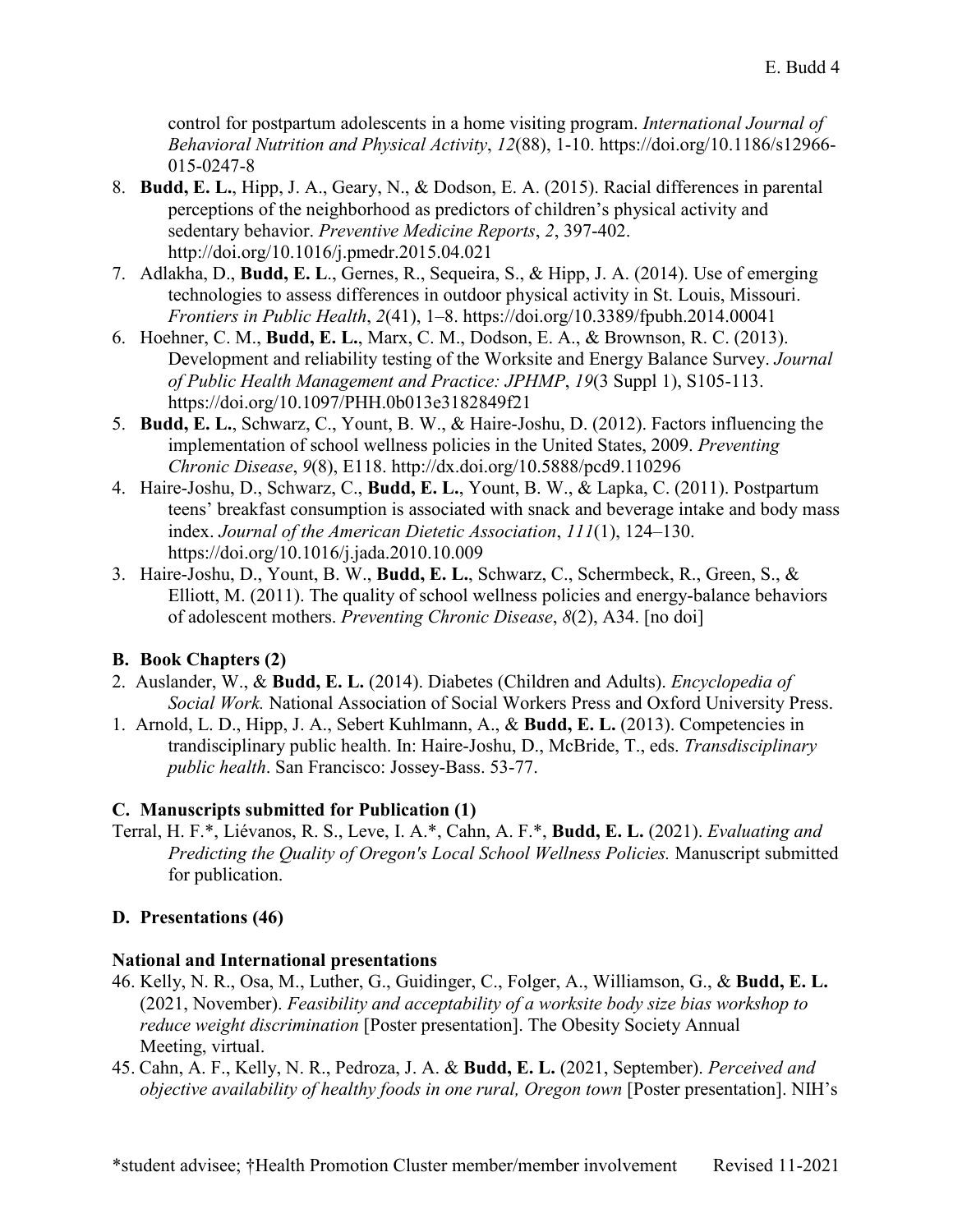control for postpartum adolescents in a home visiting program. *International Journal of Behavioral Nutrition and Physical Activity*, *12*(88), 1-10. https://doi.org/10.1186/s12966-015-0247-8

8. **Budd, E. L.**, Hipp, J. A., Geary, N., & Dodson, E. A. (2015). Racial differences in parental perceptions of the neighborhood as predictors of children's physical activity and sedentary behavior. *Preventive Medicine Reports*, *2*, 397-402. http://doi.org/10.1016/j.pmedr.2015.04.021
7. Adlakha, D., **Budd, E. L**., Gernes, R., Sequeira, S., & Hipp, J. A. (2014). Use of emerging technologies to assess differences in outdoor physical activity in St. Louis, Missouri. *Frontiers in Public Health*, *2*(41), 1–8. https://doi.org/10.3389/fpubh.2014.00041
6. Hoehner, C. M., **Budd, E. L.**, Marx, C. M., Dodson, E. A., & Brownson, R. C. (2013). Development and reliability testing of the Worksite and Energy Balance Survey. *Journal of Public Health Management and Practice: JPHMP*, *19*(3 Suppl 1), S105-113. https://doi.org/10.1097/PHH.0b013e3182849f21
5. **Budd, E. L.**, Schwarz, C., Yount, B. W., & Haire-Joshu, D. (2012). Factors influencing the implementation of school wellness policies in the United States, 2009. *Preventing Chronic Disease*, *9*(8), E118. http://dx.doi.org/10.5888/pcd9.110296
4. Haire-Joshu, D., Schwarz, C., **Budd, E. L.**, Yount, B. W., & Lapka, C. (2011). Postpartum teens' breakfast consumption is associated with snack and beverage intake and body mass index. *Journal of the American Dietetic Association*, *111*(1), 124–130. https://doi.org/10.1016/j.jada.2010.10.009
3. Haire-Joshu, D., Yount, B. W., **Budd, E. L.**, Schwarz, C., Schermbeck, R., Green, S., & Elliott, M. (2011). The quality of school wellness policies and energy-balance behaviors of adolescent mothers. *Preventing Chronic Disease*, *8*(2), A34. [no doi]

### B. Book Chapters (2)

2. Auslander, W., & **Budd, E. L.** (2014). Diabetes (Children and Adults). *Encyclopedia of Social Work.* National Association of Social Workers Press and Oxford University Press.
1. Arnold, L. D., Hipp, J. A., Sebert Kuhlmann, A., & **Budd, E. L.** (2013). Competencies in trandisciplinary public health. In: Haire-Joshu, D., McBride, T., eds. *Transdisciplinary public health*. San Francisco: Jossey-Bass. 53-77.

### C. Manuscripts submitted for Publication (1)

Terral, H. F.*, Liévanos, R. S., Leve, I. A.*, Cahn, A. F.*, **Budd, E. L.** (2021). *Evaluating and Predicting the Quality of Oregon's Local School Wellness Policies.* Manuscript submitted for publication.

### D. Presentations (46)

#### National and International presentations

46. Kelly, N. R., Osa, M., Luther, G., Guidinger, C., Folger, A., Williamson, G., & **Budd, E. L.** (2021, November). *Feasibility and acceptability of a worksite body size bias workshop to reduce weight discrimination* [Poster presentation]. The Obesity Society Annual Meeting, virtual.
45. Cahn, A. F., Kelly, N. R., Pedroza, J. A. & **Budd, E. L.** (2021, September). *Perceived and objective availability of healthy foods in one rural, Oregon town* [Poster presentation]. NIH's

*student advisee; †Health Promotion Cluster member/member involvement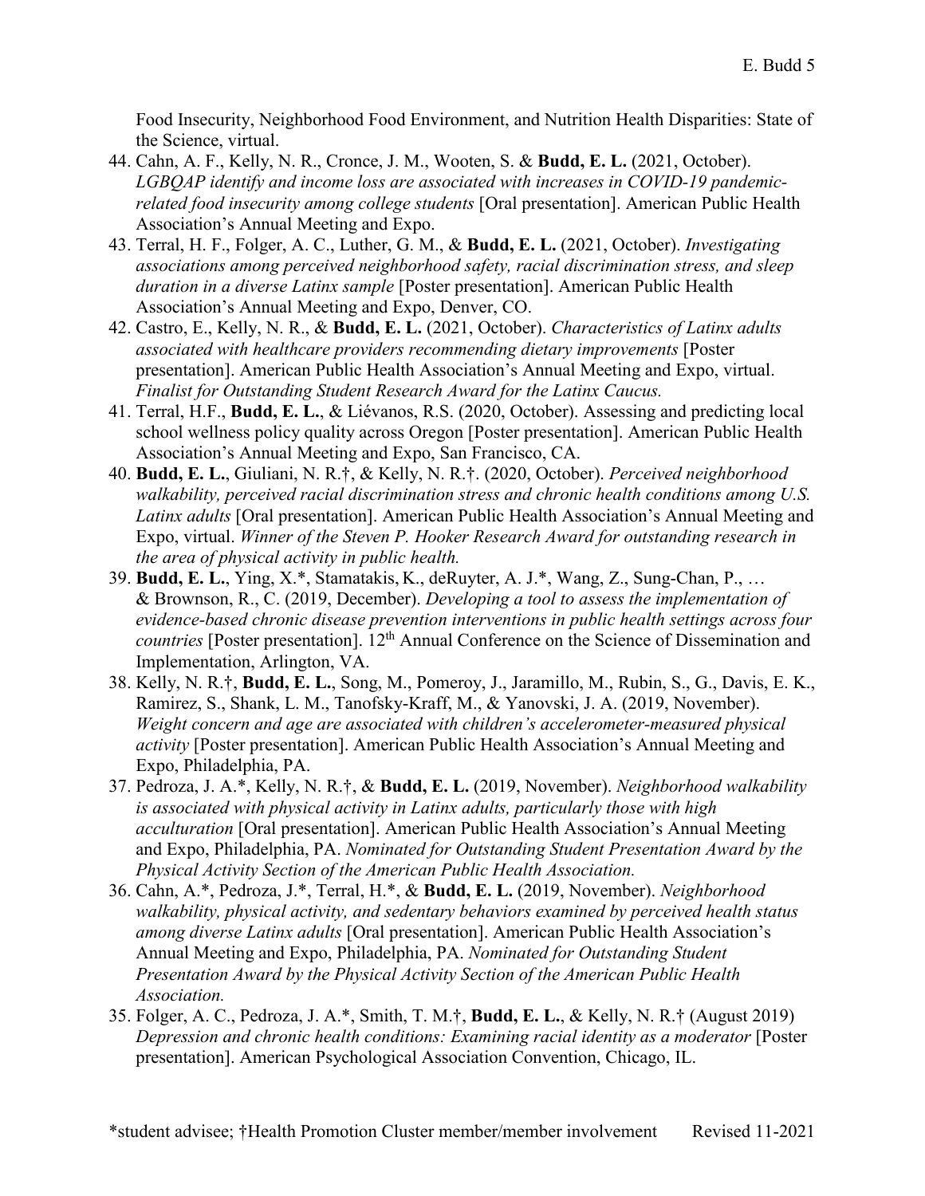Food Insecurity, Neighborhood Food Environment, and Nutrition Health Disparities: State of the Science, virtual.

44. Cahn, A. F., Kelly, N. R., Cronce, J. M., Wooten, S. & **Budd, E. L.** (2021, October). *LGBQAP identify and income loss are associated with increases in COVID-19 pandemic-related food insecurity among college students* [Oral presentation]. American Public Health Association's Annual Meeting and Expo.
43. Terral, H. F., Folger, A. C., Luther, G. M., & **Budd, E. L.** (2021, October). *Investigating associations among perceived neighborhood safety, racial discrimination stress, and sleep duration in a diverse Latinx sample* [Poster presentation]. American Public Health Association's Annual Meeting and Expo, Denver, CO.
42. Castro, E., Kelly, N. R., & **Budd, E. L.** (2021, October). *Characteristics of Latinx adults associated with healthcare providers recommending dietary improvements* [Poster presentation]. American Public Health Association's Annual Meeting and Expo, virtual. *Finalist for Outstanding Student Research Award for the Latinx Caucus.*
41. Terral, H.F., **Budd, E. L.**, & Liévanos, R.S. (2020, October). Assessing and predicting local school wellness policy quality across Oregon [Poster presentation]. American Public Health Association's Annual Meeting and Expo, San Francisco, CA.
40. **Budd, E. L.**, Giuliani, N. R.†, & Kelly, N. R.†. (2020, October). *Perceived neighborhood walkability, perceived racial discrimination stress and chronic health conditions among U.S. Latinx adults* [Oral presentation]. American Public Health Association's Annual Meeting and Expo, virtual. *Winner of the Steven P. Hooker Research Award for outstanding research in the area of physical activity in public health.*
39. **Budd, E. L.**, Ying, X.*, Stamatakis, K., deRuyter, A. J.*, Wang, Z., Sung-Chan, P., … & Brownson, R., C. (2019, December). *Developing a tool to assess the implementation of evidence-based chronic disease prevention interventions in public health settings across four countries* [Poster presentation]. 12th Annual Conference on the Science of Dissemination and Implementation, Arlington, VA.
38. Kelly, N. R.†, **Budd, E. L.**, Song, M., Pomeroy, J., Jaramillo, M., Rubin, S., G., Davis, E. K., Ramirez, S., Shank, L. M., Tanofsky-Kraff, M., & Yanovski, J. A. (2019, November). *Weight concern and age are associated with children's accelerometer-measured physical activity* [Poster presentation]. American Public Health Association's Annual Meeting and Expo, Philadelphia, PA.
37. Pedroza, J. A.*, Kelly, N. R.†, & **Budd, E. L.** (2019, November). *Neighborhood walkability is associated with physical activity in Latinx adults, particularly those with high acculturation* [Oral presentation]. American Public Health Association's Annual Meeting and Expo, Philadelphia, PA. *Nominated for Outstanding Student Presentation Award by the Physical Activity Section of the American Public Health Association.*
36. Cahn, A.*, Pedroza, J.*, Terral, H.*, & **Budd, E. L.** (2019, November). *Neighborhood walkability, physical activity, and sedentary behaviors examined by perceived health status among diverse Latinx adults* [Oral presentation]. American Public Health Association's Annual Meeting and Expo, Philadelphia, PA. *Nominated for Outstanding Student Presentation Award by the Physical Activity Section of the American Public Health Association.*
35. Folger, A. C., Pedroza, J. A.*, Smith, T. M.†, **Budd, E. L.**, & Kelly, N. R.† (August 2019) *Depression and chronic health conditions: Examining racial identity as a moderator* [Poster presentation]. American Psychological Association Convention, Chicago, IL.

*student advisee; †Health Promotion Cluster member/member involvement Revised 11-2021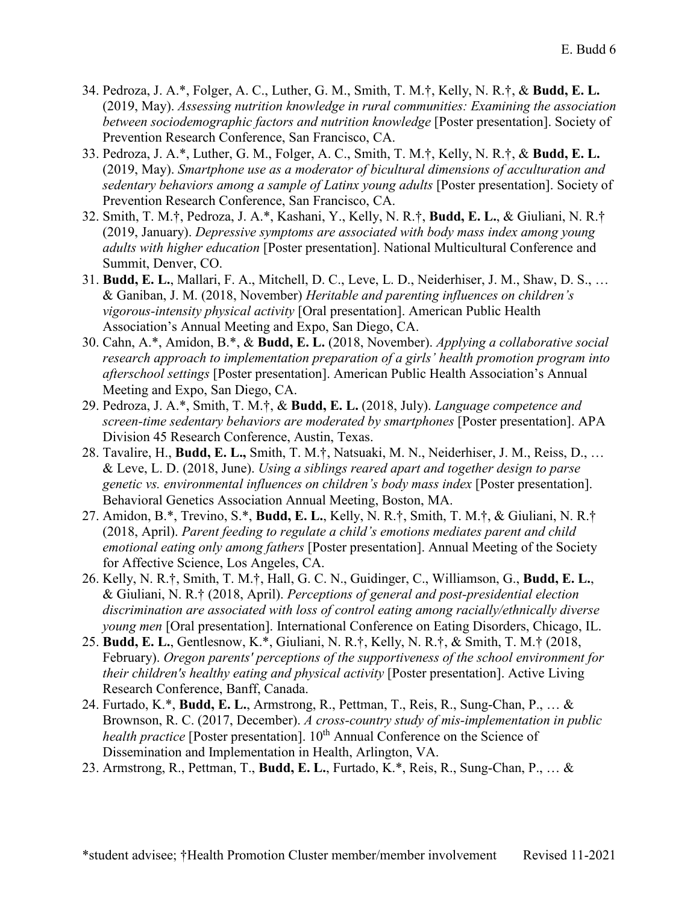34. Pedroza, J. A.*, Folger, A. C., Luther, G. M., Smith, T. M.†, Kelly, N. R.†, & **Budd, E. L.** (2019, May). *Assessing nutrition knowledge in rural communities: Examining the association between sociodemographic factors and nutrition knowledge* [Poster presentation]. Society of Prevention Research Conference, San Francisco, CA.
33. Pedroza, J. A.*, Luther, G. M., Folger, A. C., Smith, T. M.†, Kelly, N. R.†, & **Budd, E. L.** (2019, May). *Smartphone use as a moderator of bicultural dimensions of acculturation and sedentary behaviors among a sample of Latinx young adults* [Poster presentation]. Society of Prevention Research Conference, San Francisco, CA.
32. Smith, T. M.†, Pedroza, J. A.*, Kashani, Y., Kelly, N. R.†, **Budd, E. L.**, & Giuliani, N. R.† (2019, January). *Depressive symptoms are associated with body mass index among young adults with higher education* [Poster presentation]. National Multicultural Conference and Summit, Denver, CO.
31. **Budd, E. L.**, Mallari, F. A., Mitchell, D. C., Leve, L. D., Neiderhiser, J. M., Shaw, D. S., … & Ganiban, J. M. (2018, November) *Heritable and parenting influences on children's vigorous-intensity physical activity* [Oral presentation]. American Public Health Association's Annual Meeting and Expo, San Diego, CA.
30. Cahn, A.*, Amidon, B.*, & **Budd, E. L.** (2018, November). *Applying a collaborative social research approach to implementation preparation of a girls' health promotion program into afterschool settings* [Poster presentation]. American Public Health Association's Annual Meeting and Expo, San Diego, CA.
29. Pedroza, J. A.*, Smith, T. M.†, & **Budd, E. L.** (2018, July). *Language competence and screen-time sedentary behaviors are moderated by smartphones* [Poster presentation]. APA Division 45 Research Conference, Austin, Texas.
28. Tavalire, H., **Budd, E. L.,** Smith, T. M.†, Natsuaki, M. N., Neiderhiser, J. M., Reiss, D., … & Leve, L. D. (2018, June). *Using a siblings reared apart and together design to parse genetic vs. environmental influences on children's body mass index* [Poster presentation]. Behavioral Genetics Association Annual Meeting, Boston, MA.
27. Amidon, B.*, Trevino, S.*, **Budd, E. L.**, Kelly, N. R.†, Smith, T. M.†, & Giuliani, N. R.† (2018, April). *Parent feeding to regulate a child's emotions mediates parent and child emotional eating only among fathers* [Poster presentation]. Annual Meeting of the Society for Affective Science, Los Angeles, CA.
26. Kelly, N. R.†, Smith, T. M.†, Hall, G. C. N., Guidinger, C., Williamson, G., **Budd, E. L.**, & Giuliani, N. R.† (2018, April). *Perceptions of general and post-presidential election discrimination are associated with loss of control eating among racially/ethnically diverse young men* [Oral presentation]. International Conference on Eating Disorders, Chicago, IL.
25. **Budd, E. L.**, Gentlesnow, K.*, Giuliani, N. R.†, Kelly, N. R.†, & Smith, T. M.† (2018, February). *Oregon parents' perceptions of the supportiveness of the school environment for their children's healthy eating and physical activity* [Poster presentation]. Active Living Research Conference, Banff, Canada.
24. Furtado, K.*, **Budd, E. L.**, Armstrong, R., Pettman, T., Reis, R., Sung-Chan, P., … & Brownson, R. C. (2017, December). *A cross-country study of mis-implementation in public health practice* [Poster presentation]. 10th Annual Conference on the Science of Dissemination and Implementation in Health, Arlington, VA.
23. Armstrong, R., Pettman, T., **Budd, E. L.**, Furtado, K.*, Reis, R., Sung-Chan, P., … &

*student advisee; †Health Promotion Cluster member/member involvement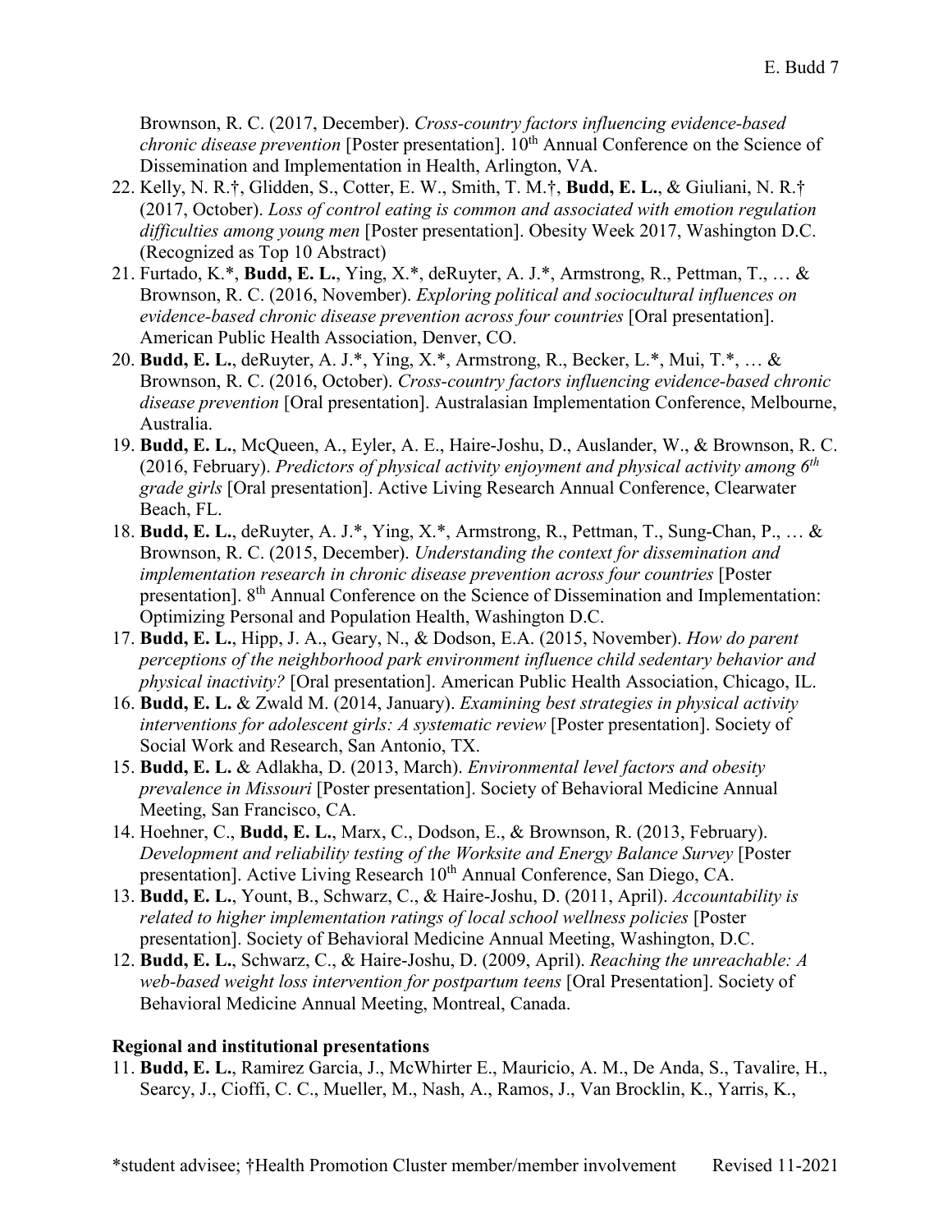Brownson, R. C. (2017, December). *Cross-country factors influencing evidence-based chronic disease prevention* [Poster presentation]. 10th Annual Conference on the Science of Dissemination and Implementation in Health, Arlington, VA.

22. Kelly, N. R.†, Glidden, S., Cotter, E. W., Smith, T. M.†, **Budd, E. L.**, & Giuliani, N. R.† (2017, October). *Loss of control eating is common and associated with emotion regulation difficulties among young men* [Poster presentation]. Obesity Week 2017, Washington D.C. (Recognized as Top 10 Abstract)
21. Furtado, K.*, **Budd, E. L.**, Ying, X.*, deRuyter, A. J.*, Armstrong, R., Pettman, T., … & Brownson, R. C. (2016, November). *Exploring political and sociocultural influences on evidence-based chronic disease prevention across four countries* [Oral presentation]. American Public Health Association, Denver, CO.
20. **Budd, E. L.**, deRuyter, A. J.*, Ying, X.*, Armstrong, R., Becker, L.*, Mui, T.*, … & Brownson, R. C. (2016, October). *Cross-country factors influencing evidence-based chronic disease prevention* [Oral presentation]. Australasian Implementation Conference, Melbourne, Australia.
19. **Budd, E. L.**, McQueen, A., Eyler, A. E., Haire-Joshu, D., Auslander, W., & Brownson, R. C. (2016, February). *Predictors of physical activity enjoyment and physical activity among 6th grade girls* [Oral presentation]. Active Living Research Annual Conference, Clearwater Beach, FL.
18. **Budd, E. L.**, deRuyter, A. J.*, Ying, X.*, Armstrong, R., Pettman, T., Sung-Chan, P., … & Brownson, R. C. (2015, December). *Understanding the context for dissemination and implementation research in chronic disease prevention across four countries* [Poster presentation]. 8th Annual Conference on the Science of Dissemination and Implementation: Optimizing Personal and Population Health, Washington D.C.
17. **Budd, E. L.**, Hipp, J. A., Geary, N., & Dodson, E.A. (2015, November). *How do parent perceptions of the neighborhood park environment influence child sedentary behavior and physical inactivity?* [Oral presentation]. American Public Health Association, Chicago, IL.
16. **Budd, E. L.** & Zwald M. (2014, January). *Examining best strategies in physical activity interventions for adolescent girls: A systematic review* [Poster presentation]. Society of Social Work and Research, San Antonio, TX.
15. **Budd, E. L.** & Adlakha, D. (2013, March). *Environmental level factors and obesity prevalence in Missouri* [Poster presentation]. Society of Behavioral Medicine Annual Meeting, San Francisco, CA.
14. Hoehner, C., **Budd, E. L.**, Marx, C., Dodson, E., & Brownson, R. (2013, February). *Development and reliability testing of the Worksite and Energy Balance Survey* [Poster presentation]. Active Living Research 10th Annual Conference, San Diego, CA.
13. **Budd, E. L.**, Yount, B., Schwarz, C., & Haire-Joshu, D. (2011, April). *Accountability is related to higher implementation ratings of local school wellness policies* [Poster presentation]. Society of Behavioral Medicine Annual Meeting, Washington, D.C.
12. **Budd, E. L.**, Schwarz, C., & Haire-Joshu, D. (2009, April). *Reaching the unreachable: A web-based weight loss intervention for postpartum teens* [Oral Presentation]. Society of Behavioral Medicine Annual Meeting, Montreal, Canada.

**Regional and institutional presentations**

11. **Budd, E. L.**, Ramirez Garcia, J., McWhirter E., Mauricio, A. M., De Anda, S., Tavalire, H., Searcy, J., Cioffi, C. C., Mueller, M., Nash, A., Ramos, J., Van Brocklin, K., Yarris, K.,

*student advisee; †Health Promotion Cluster member/member involvement Revised 11-2021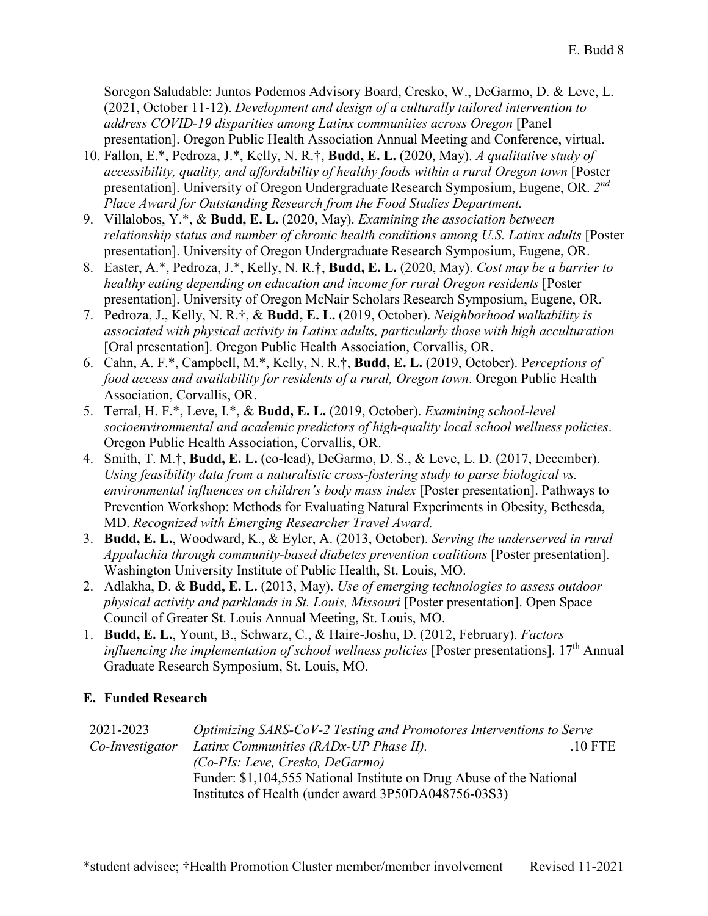Soregon Saludable: Juntos Podemos Advisory Board, Cresko, W., DeGarmo, D. & Leve, L. (2021, October 11-12). *Development and design of a culturally tailored intervention to address COVID-19 disparities among Latinx communities across Oregon* [Panel presentation]. Oregon Public Health Association Annual Meeting and Conference, virtual.

10. Fallon, E.*, Pedroza, J.*, Kelly, N. R.†, **Budd, E. L.** (2020, May). *A qualitative study of accessibility, quality, and affordability of healthy foods within a rural Oregon town* [Poster presentation]. University of Oregon Undergraduate Research Symposium, Eugene, OR. *2nd Place Award for Outstanding Research from the Food Studies Department.*
9. Villalobos, Y.*, & **Budd, E. L.** (2020, May). *Examining the association between relationship status and number of chronic health conditions among U.S. Latinx adults* [Poster presentation]. University of Oregon Undergraduate Research Symposium, Eugene, OR.
8. Easter, A.*, Pedroza, J.*, Kelly, N. R.†, **Budd, E. L.** (2020, May). *Cost may be a barrier to healthy eating depending on education and income for rural Oregon residents* [Poster presentation]. University of Oregon McNair Scholars Research Symposium, Eugene, OR.
7. Pedroza, J., Kelly, N. R.†, & **Budd, E. L.** (2019, October). *Neighborhood walkability is associated with physical activity in Latinx adults, particularly those with high acculturation* [Oral presentation]. Oregon Public Health Association, Corvallis, OR.
6. Cahn, A. F.*, Campbell, M.*, Kelly, N. R.†, **Budd, E. L.** (2019, October). *Perceptions of food access and availability for residents of a rural, Oregon town*. Oregon Public Health Association, Corvallis, OR.
5. Terral, H. F.*, Leve, I.*, & **Budd, E. L.** (2019, October). *Examining school-level socioenvironmental and academic predictors of high-quality local school wellness policies*. Oregon Public Health Association, Corvallis, OR.
4. Smith, T. M.†, **Budd, E. L.** (co-lead), DeGarmo, D. S., & Leve, L. D. (2017, December). *Using feasibility data from a naturalistic cross-fostering study to parse biological vs. environmental influences on children's body mass index* [Poster presentation]. Pathways to Prevention Workshop: Methods for Evaluating Natural Experiments in Obesity, Bethesda, MD. *Recognized with Emerging Researcher Travel Award.*
3. **Budd, E. L.**, Woodward, K., & Eyler, A. (2013, October). *Serving the underserved in rural Appalachia through community-based diabetes prevention coalitions* [Poster presentation]. Washington University Institute of Public Health, St. Louis, MO.
2. Adlakha, D. & **Budd, E. L.** (2013, May). *Use of emerging technologies to assess outdoor physical activity and parklands in St. Louis, Missouri* [Poster presentation]. Open Space Council of Greater St. Louis Annual Meeting, St. Louis, MO.
1. **Budd, E. L.**, Yount, B., Schwarz, C., & Haire-Joshu, D. (2012, February). *Factors influencing the implementation of school wellness policies* [Poster presentations]. 17th Annual Graduate Research Symposium, St. Louis, MO.

## E. Funded Research

| | | |
|---|---|---|
| 2021-2023<br>*Co-Investigator* | *Optimizing SARS-CoV-2 Testing and Promotores Interventions to Serve Latinx Communities (RADx-UP Phase II).*<br>*(Co-PIs: Leve, Cresko, DeGarmo)*<br>Funder: $1,104,555 National Institute on Drug Abuse of the National Institutes of Health (under award 3P50DA048756-03S3) | .10 FTE |

*student advisee; †Health Promotion Cluster member/member involvement    Revised 11-2021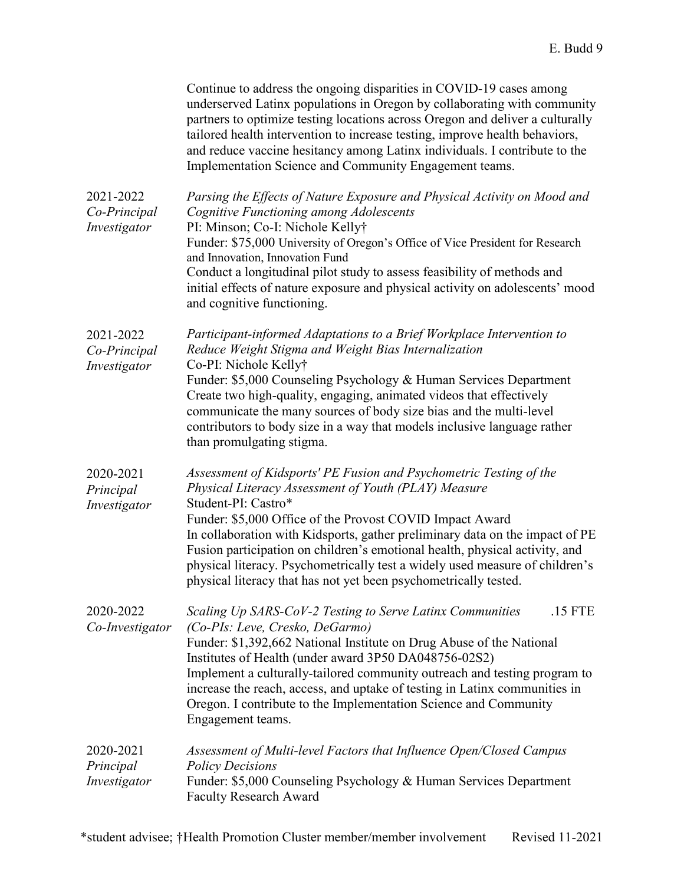Continue to address the ongoing disparities in COVID-19 cases among underserved Latinx populations in Oregon by collaborating with community partners to optimize testing locations across Oregon and deliver a culturally tailored health intervention to increase testing, improve health behaviors, and reduce vaccine hesitancy among Latinx individuals. I contribute to the Implementation Science and Community Engagement teams.

2021-2022
*Co-Principal Investigator*

*Parsing the Effects of Nature Exposure and Physical Activity on Mood and Cognitive Functioning among Adolescents*
PI: Minson; Co-I: Nichole Kelly†
Funder: $75,000 University of Oregon's Office of Vice President for Research and Innovation, Innovation Fund
Conduct a longitudinal pilot study to assess feasibility of methods and initial effects of nature exposure and physical activity on adolescents' mood and cognitive functioning.

2021-2022
*Co-Principal Investigator*

*Participant-informed Adaptations to a Brief Workplace Intervention to Reduce Weight Stigma and Weight Bias Internalization*
Co-PI: Nichole Kelly†
Funder: $5,000 Counseling Psychology & Human Services Department
Create two high-quality, engaging, animated videos that effectively communicate the many sources of body size bias and the multi-level contributors to body size in a way that models inclusive language rather than promulgating stigma.

2020-2021
*Principal Investigator*

*Assessment of Kidsports' PE Fusion and Psychometric Testing of the Physical Literacy Assessment of Youth (PLAY) Measure*
Student-PI: Castro*
Funder: $5,000 Office of the Provost COVID Impact Award
In collaboration with Kidsports, gather preliminary data on the impact of PE Fusion participation on children's emotional health, physical activity, and physical literacy. Psychometrically test a widely used measure of children's physical literacy that has not yet been psychometrically tested.

2020-2022
*Co-Investigator*

*Scaling Up SARS-CoV-2 Testing to Serve Latinx Communities* .15 FTE
*(Co-PIs: Leve, Cresko, DeGarmo)*
Funder: $1,392,662 National Institute on Drug Abuse of the National Institutes of Health (under award 3P50 DA048756-02S2)
Implement a culturally-tailored community outreach and testing program to increase the reach, access, and uptake of testing in Latinx communities in Oregon. I contribute to the Implementation Science and Community Engagement teams.

2020-2021
*Principal Investigator*

*Assessment of Multi-level Factors that Influence Open/Closed Campus Policy Decisions*
Funder: $5,000 Counseling Psychology & Human Services Department Faculty Research Award

*student advisee; †Health Promotion Cluster member/member involvement Revised 11-2021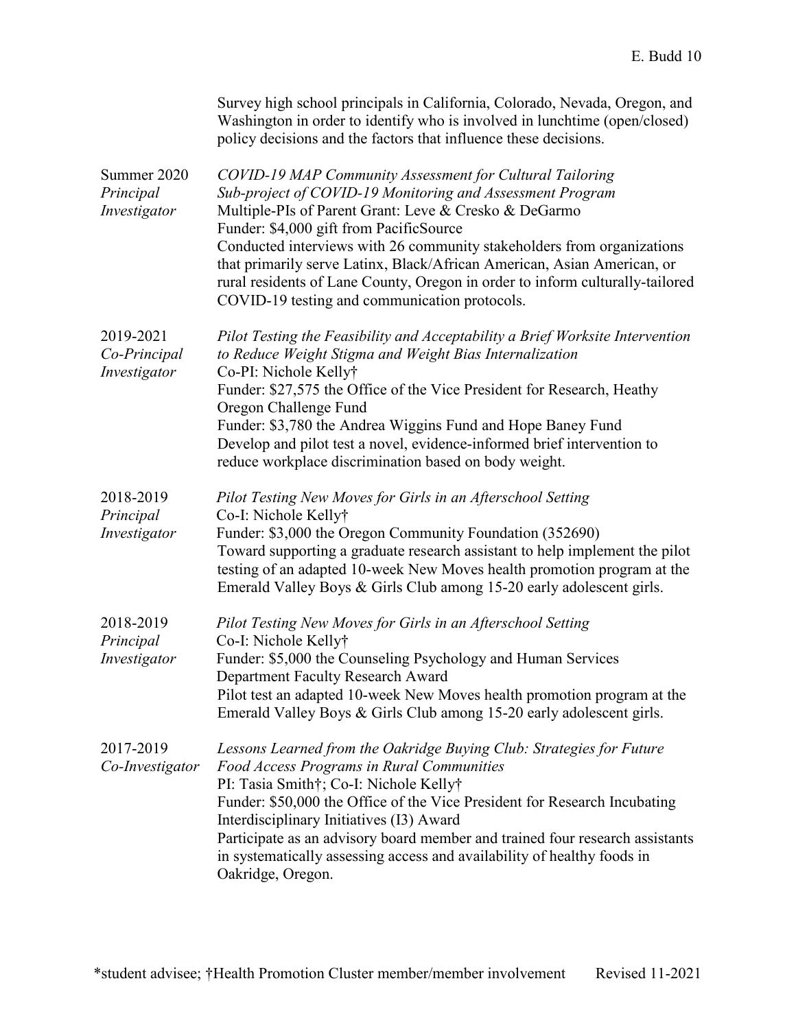Survey high school principals in California, Colorado, Nevada, Oregon, and Washington in order to identify who is involved in lunchtime (open/closed) policy decisions and the factors that influence these decisions.

Summer 2020
*Principal Investigator*

*COVID-19 MAP Community Assessment for Cultural Tailoring*
*Sub-project of COVID-19 Monitoring and Assessment Program*
Multiple-PIs of Parent Grant: Leve & Cresko & DeGarmo
Funder: $4,000 gift from PacificSource
Conducted interviews with 26 community stakeholders from organizations that primarily serve Latinx, Black/African American, Asian American, or rural residents of Lane County, Oregon in order to inform culturally-tailored COVID-19 testing and communication protocols.

2019-2021
*Co-Principal Investigator*

*Pilot Testing the Feasibility and Acceptability a Brief Worksite Intervention to Reduce Weight Stigma and Weight Bias Internalization*
Co-PI: Nichole Kelly†
Funder: $27,575 the Office of the Vice President for Research, Heathy Oregon Challenge Fund
Funder: $3,780 the Andrea Wiggins Fund and Hope Baney Fund
Develop and pilot test a novel, evidence-informed brief intervention to reduce workplace discrimination based on body weight.

2018-2019
*Principal Investigator*

*Pilot Testing New Moves for Girls in an Afterschool Setting*
Co-I: Nichole Kelly†
Funder: $3,000 the Oregon Community Foundation (352690)
Toward supporting a graduate research assistant to help implement the pilot testing of an adapted 10-week New Moves health promotion program at the Emerald Valley Boys & Girls Club among 15-20 early adolescent girls.

2018-2019
*Principal Investigator*

*Pilot Testing New Moves for Girls in an Afterschool Setting*
Co-I: Nichole Kelly†
Funder: $5,000 the Counseling Psychology and Human Services Department Faculty Research Award
Pilot test an adapted 10-week New Moves health promotion program at the Emerald Valley Boys & Girls Club among 15-20 early adolescent girls.

2017-2019
*Co-Investigator*

*Lessons Learned from the Oakridge Buying Club: Strategies for Future Food Access Programs in Rural Communities*
PI: Tasia Smith†; Co-I: Nichole Kelly†
Funder: $50,000 the Office of the Vice President for Research Incubating Interdisciplinary Initiatives (I3) Award
Participate as an advisory board member and trained four research assistants in systematically assessing access and availability of healthy foods in Oakridge, Oregon.

*student advisee; †Health Promotion Cluster member/member involvement Revised 11-2021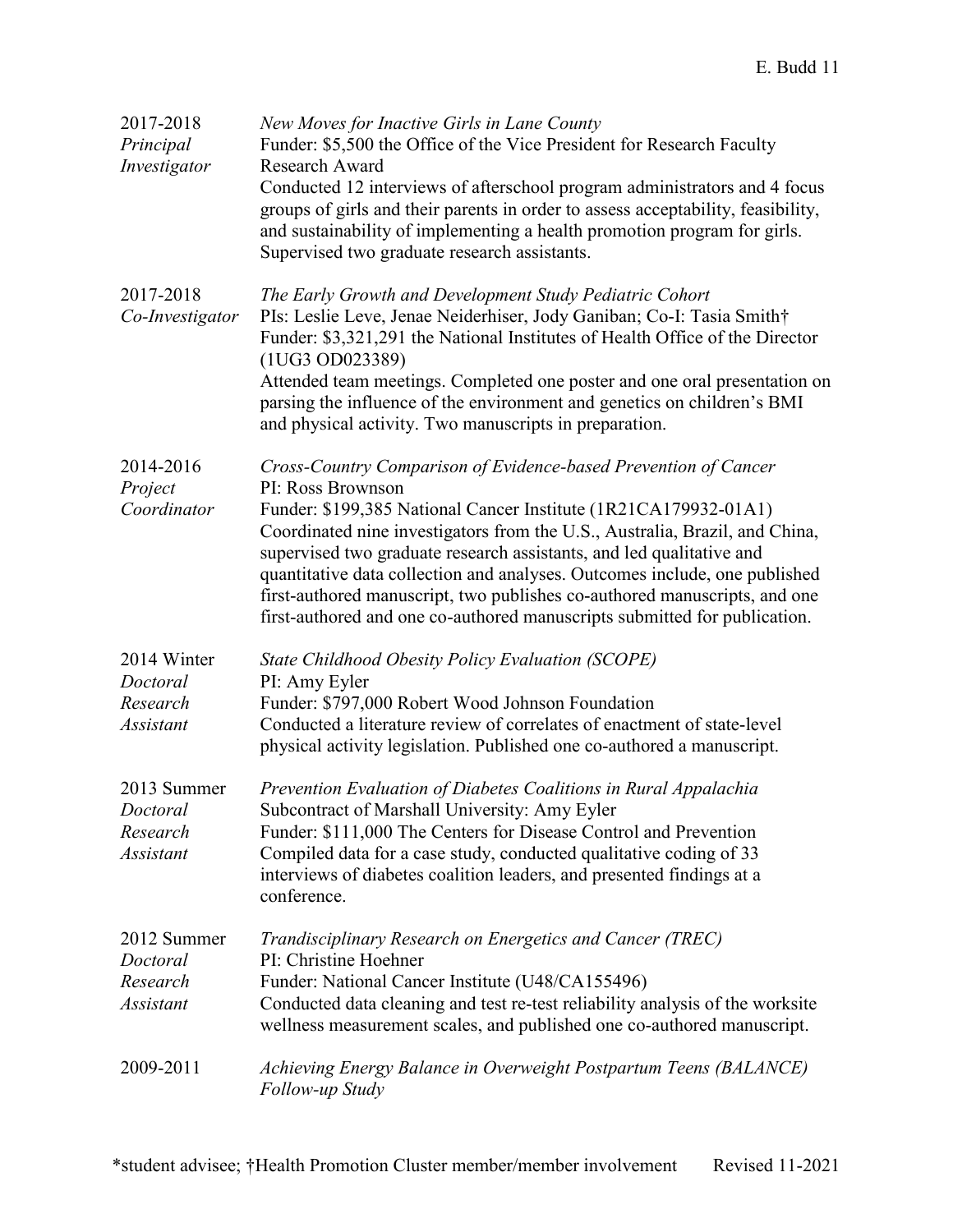2017-2018 *Principal Investigator*

*New Moves for Inactive Girls in Lane County*
Funder: $5,500 the Office of the Vice President for Research Faculty Research Award
Conducted 12 interviews of afterschool program administrators and 4 focus groups of girls and their parents in order to assess acceptability, feasibility, and sustainability of implementing a health promotion program for girls. Supervised two graduate research assistants.

2017-2018 *Co-Investigator*

*The Early Growth and Development Study Pediatric Cohort*
PIs: Leslie Leve, Jenae Neiderhiser, Jody Ganiban; Co-I: Tasia Smith†
Funder: $3,321,291 the National Institutes of Health Office of the Director (1UG3 OD023389)
Attended team meetings. Completed one poster and one oral presentation on parsing the influence of the environment and genetics on children's BMI and physical activity. Two manuscripts in preparation.

2014-2016 *Project Coordinator*

*Cross-Country Comparison of Evidence-based Prevention of Cancer*
PI: Ross Brownson
Funder: $199,385 National Cancer Institute (1R21CA179932-01A1)
Coordinated nine investigators from the U.S., Australia, Brazil, and China, supervised two graduate research assistants, and led qualitative and quantitative data collection and analyses. Outcomes include, one published first-authored manuscript, two publishes co-authored manuscripts, and one first-authored and one co-authored manuscripts submitted for publication.

2014 Winter *Doctoral Research Assistant*

*State Childhood Obesity Policy Evaluation (SCOPE)*
PI: Amy Eyler
Funder: $797,000 Robert Wood Johnson Foundation
Conducted a literature review of correlates of enactment of state-level physical activity legislation. Published one co-authored a manuscript.

2013 Summer *Doctoral Research Assistant*

*Prevention Evaluation of Diabetes Coalitions in Rural Appalachia*
Subcontract of Marshall University: Amy Eyler
Funder: $111,000 The Centers for Disease Control and Prevention
Compiled data for a case study, conducted qualitative coding of 33 interviews of diabetes coalition leaders, and presented findings at a conference.

2012 Summer *Doctoral Research Assistant*

*Trandisciplinary Research on Energetics and Cancer (TREC)*
PI: Christine Hoehner
Funder: National Cancer Institute (U48/CA155496)
Conducted data cleaning and test re-test reliability analysis of the worksite wellness measurement scales, and published one co-authored manuscript.

2009-2011

*Achieving Energy Balance in Overweight Postpartum Teens (BALANCE) Follow-up Study*

*student advisee; †Health Promotion Cluster member/member involvement Revised 11-2021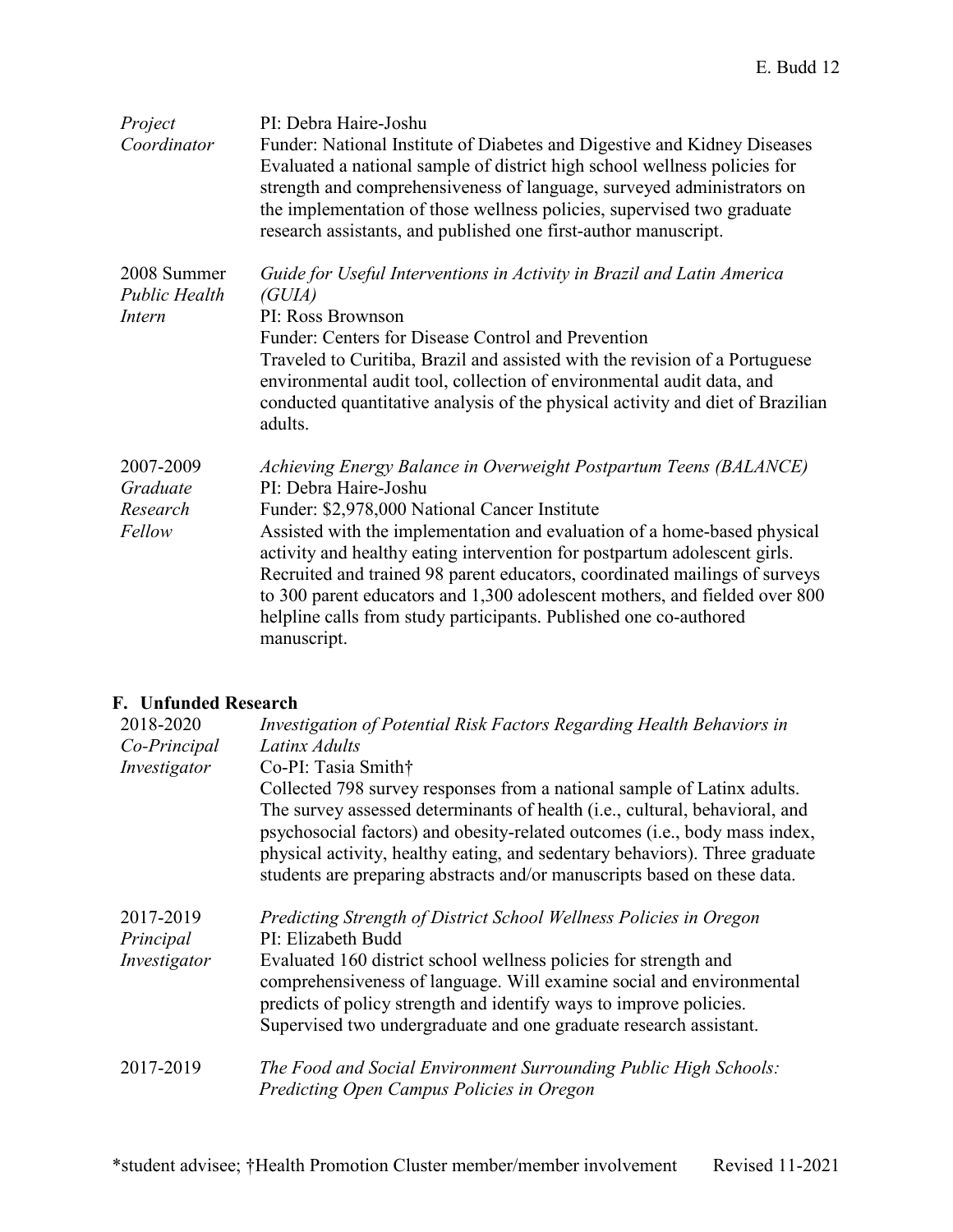*Project Coordinator*
PI: Debra Haire-Joshu
Funder: National Institute of Diabetes and Digestive and Kidney Diseases
Evaluated a national sample of district high school wellness policies for strength and comprehensiveness of language, surveyed administrators on the implementation of those wellness policies, supervised two graduate research assistants, and published one first-author manuscript.

2008 Summer *Public Health Intern*
*Guide for Useful Interventions in Activity in Brazil and Latin America (GUIA)*
PI: Ross Brownson
Funder: Centers for Disease Control and Prevention
Traveled to Curitiba, Brazil and assisted with the revision of a Portuguese environmental audit tool, collection of environmental audit data, and conducted quantitative analysis of the physical activity and diet of Brazilian adults.

2007-2009 *Graduate Research Fellow*
*Achieving Energy Balance in Overweight Postpartum Teens (BALANCE)*
PI: Debra Haire-Joshu
Funder: $2,978,000 National Cancer Institute
Assisted with the implementation and evaluation of a home-based physical activity and healthy eating intervention for postpartum adolescent girls. Recruited and trained 98 parent educators, coordinated mailings of surveys to 300 parent educators and 1,300 adolescent mothers, and fielded over 800 helpline calls from study participants. Published one co-authored manuscript.

## F. Unfunded Research

2018-2020 *Co-Principal Investigator*
*Investigation of Potential Risk Factors Regarding Health Behaviors in Latinx Adults*
Co-PI: Tasia Smith†
Collected 798 survey responses from a national sample of Latinx adults. The survey assessed determinants of health (i.e., cultural, behavioral, and psychosocial factors) and obesity-related outcomes (i.e., body mass index, physical activity, healthy eating, and sedentary behaviors). Three graduate students are preparing abstracts and/or manuscripts based on these data.

2017-2019 *Principal Investigator*
*Predicting Strength of District School Wellness Policies in Oregon*
PI: Elizabeth Budd
Evaluated 160 district school wellness policies for strength and comprehensiveness of language. Will examine social and environmental predicts of policy strength and identify ways to improve policies. Supervised two undergraduate and one graduate research assistant.

2017-2019
*The Food and Social Environment Surrounding Public High Schools: Predicting Open Campus Policies in Oregon*

*student advisee; †Health Promotion Cluster member/member involvement    Revised 11-2021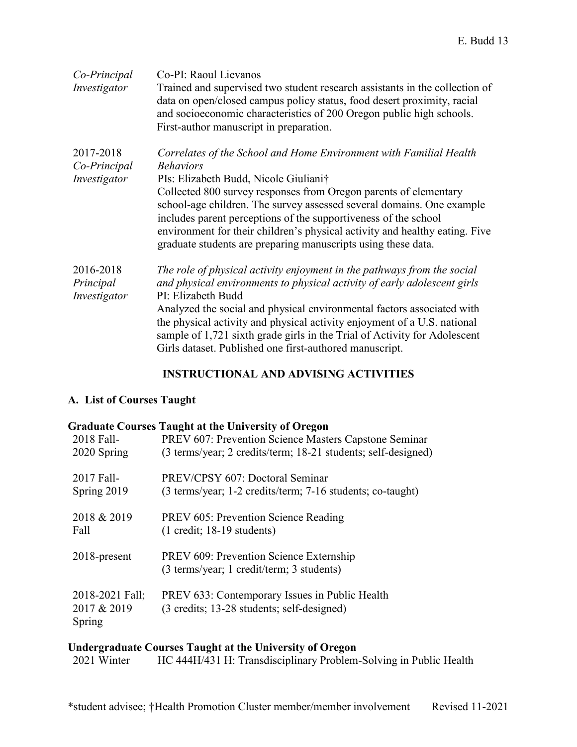| | |
|---|---|
| *Co-Principal Investigator* | Co-PI: Raoul Lievanos<br>Trained and supervised two student research assistants in the collection of data on open/closed campus policy status, food desert proximity, racial and socioeconomic characteristics of 200 Oregon public high schools. First-author manuscript in preparation. |
| 2017-2018<br>*Co-Principal Investigator* | *Correlates of the School and Home Environment with Familial Health Behaviors*<br>PIs: Elizabeth Budd, Nicole Giuliani†<br>Collected 800 survey responses from Oregon parents of elementary school-age children. The survey assessed several domains. One example includes parent perceptions of the supportiveness of the school environment for their children's physical activity and healthy eating. Five graduate students are preparing manuscripts using these data. |
| 2016-2018<br>*Principal Investigator* | *The role of physical activity enjoyment in the pathways from the social and physical environments to physical activity of early adolescent girls*<br>PI: Elizabeth Budd<br>Analyzed the social and physical environmental factors associated with the physical activity and physical activity enjoyment of a U.S. national sample of 1,721 sixth grade girls in the Trial of Activity for Adolescent Girls dataset. Published one first-authored manuscript. |

## INSTRUCTIONAL AND ADVISING ACTIVITIES

### A. List of Courses Taught

#### Graduate Courses Taught at the University of Oregon

| | |
|---|---|
| 2018 Fall-<br>2020 Spring | PREV 607: Prevention Science Masters Capstone Seminar<br>(3 terms/year; 2 credits/term; 18-21 students; self-designed) |
| 2017 Fall-<br>Spring 2019 | PREV/CPSY 607: Doctoral Seminar<br>(3 terms/year; 1-2 credits/term; 7-16 students; co-taught) |
| 2018 & 2019<br>Fall | PREV 605: Prevention Science Reading<br>(1 credit; 18-19 students) |
| 2018-present | PREV 609: Prevention Science Externship<br>(3 terms/year; 1 credit/term; 3 students) |
| 2018-2021 Fall;<br>2017 & 2019<br>Spring | PREV 633: Contemporary Issues in Public Health<br>(3 credits; 13-28 students; self-designed) |

#### Undergraduate Courses Taught at the University of Oregon

| | |
|---|---|
| 2021 Winter | HC 444H/431 H: Transdisciplinary Problem-Solving in Public Health |

*student advisee; †Health Promotion Cluster member/member involvement    Revised 11-2021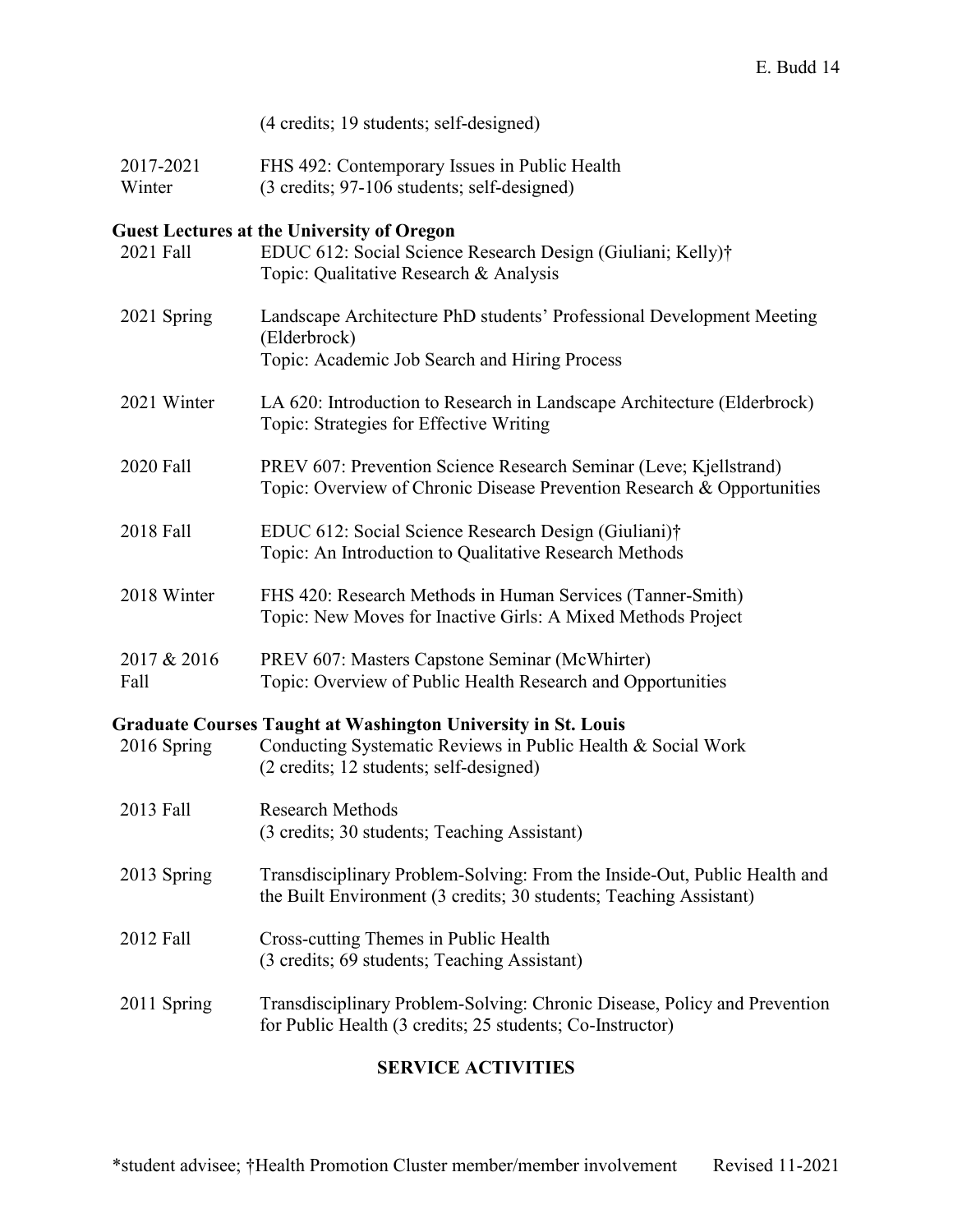(4 credits; 19 students; self-designed)

2017-2021 Winter — FHS 492: Contemporary Issues in Public Health
(3 credits; 97-106 students; self-designed)

**Guest Lectures at the University of Oregon**

2021 Fall — EDUC 612: Social Science Research Design (Giuliani; Kelly)†
Topic: Qualitative Research & Analysis

2021 Spring — Landscape Architecture PhD students' Professional Development Meeting (Elderbrock)
Topic: Academic Job Search and Hiring Process

2021 Winter — LA 620: Introduction to Research in Landscape Architecture (Elderbrock)
Topic: Strategies for Effective Writing

2020 Fall — PREV 607: Prevention Science Research Seminar (Leve; Kjellstrand)
Topic: Overview of Chronic Disease Prevention Research & Opportunities

2018 Fall — EDUC 612: Social Science Research Design (Giuliani)†
Topic: An Introduction to Qualitative Research Methods

2018 Winter — FHS 420: Research Methods in Human Services (Tanner-Smith)
Topic: New Moves for Inactive Girls: A Mixed Methods Project

2017 & 2016 Fall — PREV 607: Masters Capstone Seminar (McWhirter)
Topic: Overview of Public Health Research and Opportunities

**Graduate Courses Taught at Washington University in St. Louis**

2016 Spring — Conducting Systematic Reviews in Public Health & Social Work
(2 credits; 12 students; self-designed)

2013 Fall — Research Methods
(3 credits; 30 students; Teaching Assistant)

2013 Spring — Transdisciplinary Problem-Solving: From the Inside-Out, Public Health and the Built Environment (3 credits; 30 students; Teaching Assistant)

2012 Fall — Cross-cutting Themes in Public Health
(3 credits; 69 students; Teaching Assistant)

2011 Spring — Transdisciplinary Problem-Solving: Chronic Disease, Policy and Prevention for Public Health (3 credits; 25 students; Co-Instructor)

## SERVICE ACTIVITIES

*student advisee; †Health Promotion Cluster member/member involvement    Revised 11-2021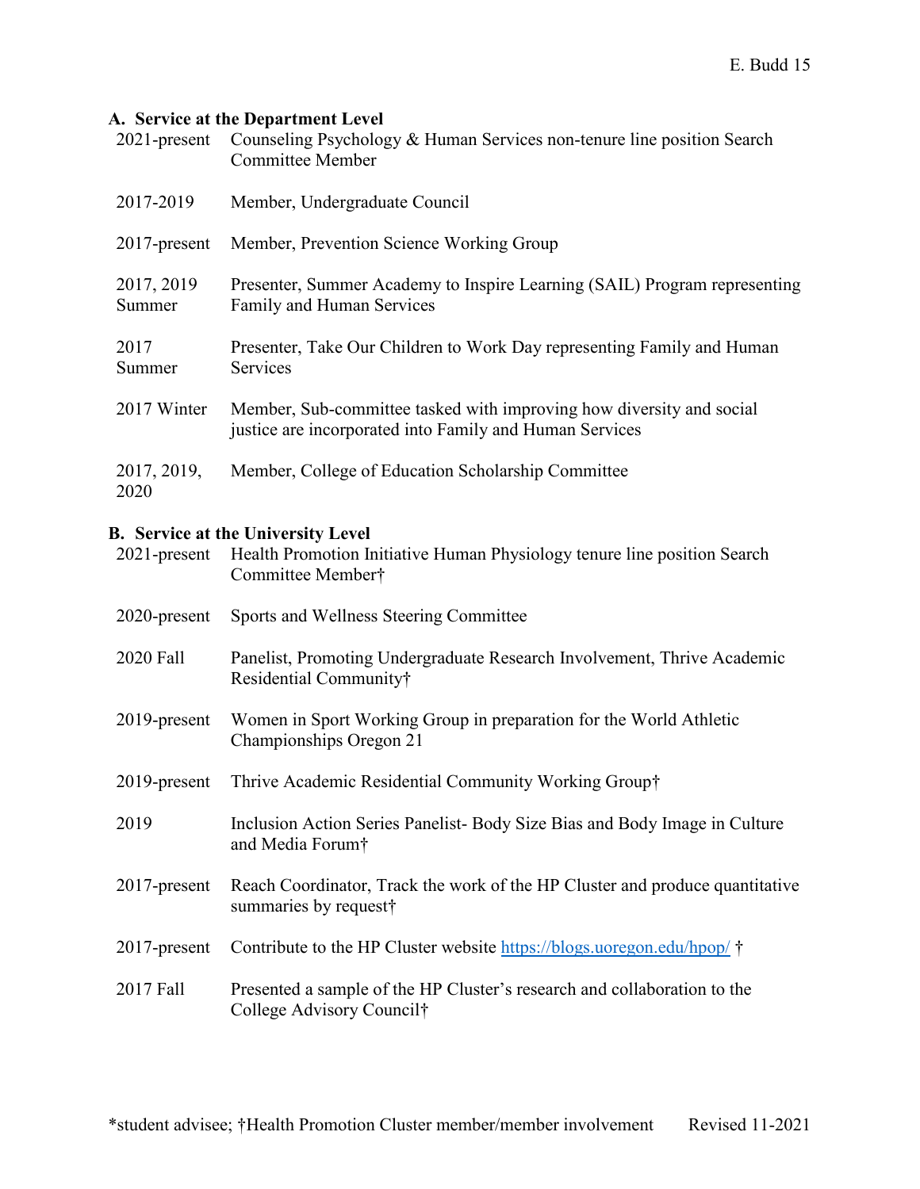### A. Service at the Department Level

| | |
|---|---|
| 2021-present | Counseling Psychology & Human Services non-tenure line position Search Committee Member |
| 2017-2019 | Member, Undergraduate Council |
| 2017-present | Member, Prevention Science Working Group |
| 2017, 2019 Summer | Presenter, Summer Academy to Inspire Learning (SAIL) Program representing Family and Human Services |
| 2017 Summer | Presenter, Take Our Children to Work Day representing Family and Human Services |
| 2017 Winter | Member, Sub-committee tasked with improving how diversity and social justice are incorporated into Family and Human Services |
| 2017, 2019, 2020 | Member, College of Education Scholarship Committee |

### B. Service at the University Level

| | |
|---|---|
| 2021-present | Health Promotion Initiative Human Physiology tenure line position Search Committee Member† |
| 2020-present | Sports and Wellness Steering Committee |
| 2020 Fall | Panelist, Promoting Undergraduate Research Involvement, Thrive Academic Residential Community† |
| 2019-present | Women in Sport Working Group in preparation for the World Athletic Championships Oregon 21 |
| 2019-present | Thrive Academic Residential Community Working Group† |
| 2019 | Inclusion Action Series Panelist- Body Size Bias and Body Image in Culture and Media Forum† |
| 2017-present | Reach Coordinator, Track the work of the HP Cluster and produce quantitative summaries by request† |
| 2017-present | Contribute to the HP Cluster website https://blogs.uoregon.edu/hpop/ † |
| 2017 Fall | Presented a sample of the HP Cluster's research and collaboration to the College Advisory Council† |

*student advisee; †Health Promotion Cluster member/member involvement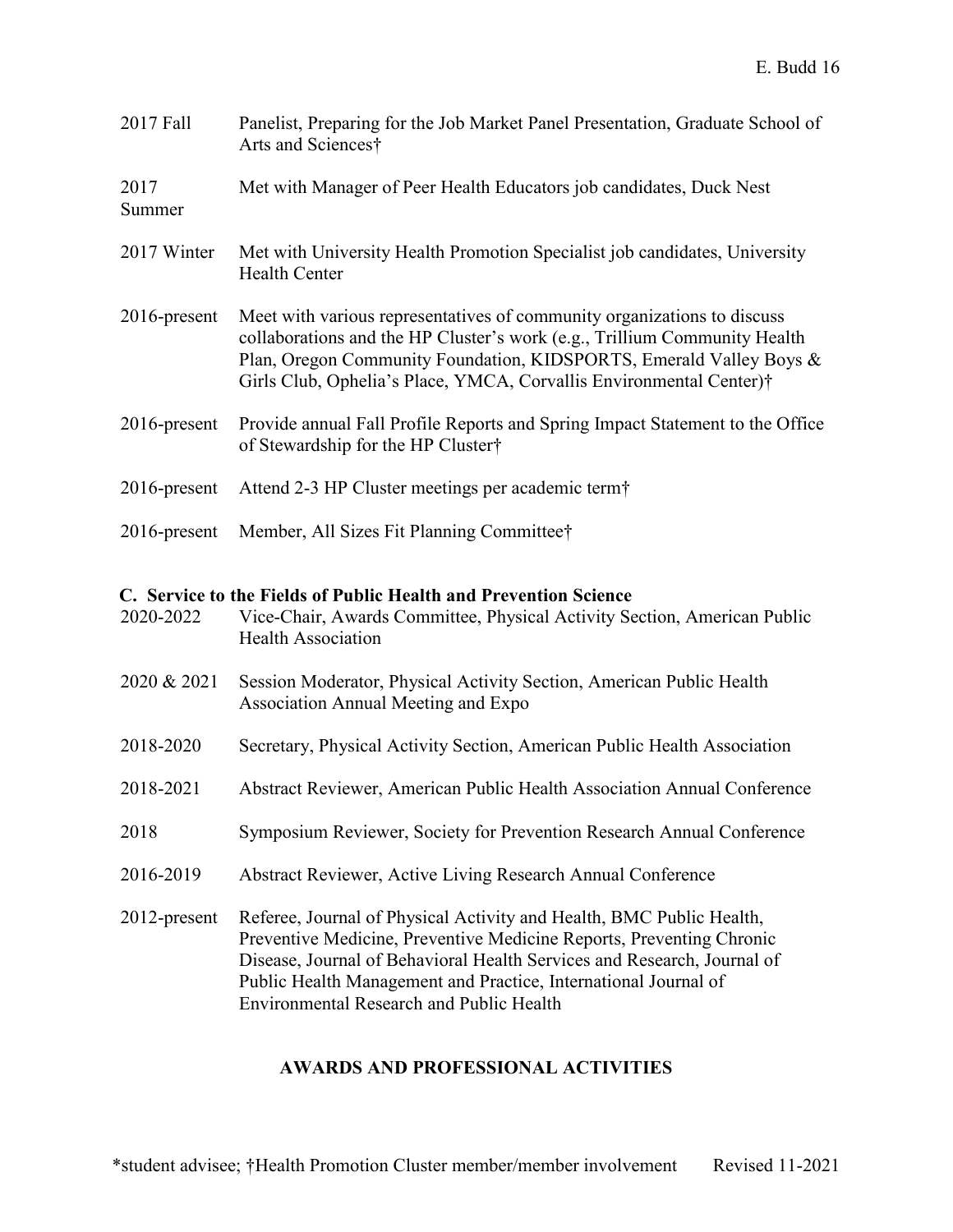| | |
|---|---|
| 2017 Fall | Panelist, Preparing for the Job Market Panel Presentation, Graduate School of Arts and Sciences† |
| 2017 Summer | Met with Manager of Peer Health Educators job candidates, Duck Nest |
| 2017 Winter | Met with University Health Promotion Specialist job candidates, University Health Center |
| 2016-present | Meet with various representatives of community organizations to discuss collaborations and the HP Cluster's work (e.g., Trillium Community Health Plan, Oregon Community Foundation, KIDSPORTS, Emerald Valley Boys & Girls Club, Ophelia's Place, YMCA, Corvallis Environmental Center)† |
| 2016-present | Provide annual Fall Profile Reports and Spring Impact Statement to the Office of Stewardship for the HP Cluster† |
| 2016-present | Attend 2-3 HP Cluster meetings per academic term† |
| 2016-present | Member, All Sizes Fit Planning Committee† |

**C. Service to the Fields of Public Health and Prevention Science**

| | |
|---|---|
| 2020-2022 | Vice-Chair, Awards Committee, Physical Activity Section, American Public Health Association |
| 2020 & 2021 | Session Moderator, Physical Activity Section, American Public Health Association Annual Meeting and Expo |
| 2018-2020 | Secretary, Physical Activity Section, American Public Health Association |
| 2018-2021 | Abstract Reviewer, American Public Health Association Annual Conference |
| 2018 | Symposium Reviewer, Society for Prevention Research Annual Conference |
| 2016-2019 | Abstract Reviewer, Active Living Research Annual Conference |
| 2012-present | Referee, Journal of Physical Activity and Health, BMC Public Health, Preventive Medicine, Preventive Medicine Reports, Preventing Chronic Disease, Journal of Behavioral Health Services and Research, Journal of Public Health Management and Practice, International Journal of Environmental Research and Public Health |

## AWARDS AND PROFESSIONAL ACTIVITIES

*student advisee; †Health Promotion Cluster member/member involvement Revised 11-2021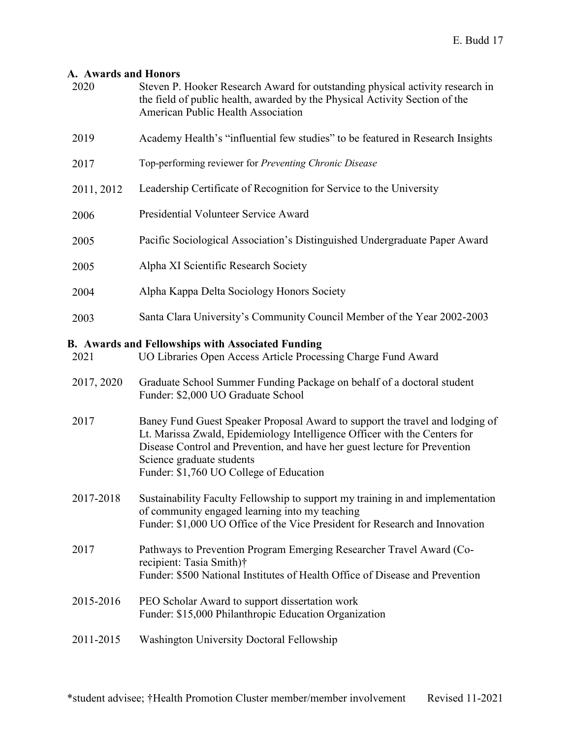## A. Awards and Honors

2020 Steven P. Hooker Research Award for outstanding physical activity research in the field of public health, awarded by the Physical Activity Section of the American Public Health Association

2019 Academy Health's "influential few studies" to be featured in Research Insights

2017 Top-performing reviewer for *Preventing Chronic Disease*

2011, 2012 Leadership Certificate of Recognition for Service to the University

2006 Presidential Volunteer Service Award

2005 Pacific Sociological Association's Distinguished Undergraduate Paper Award

2005 Alpha XI Scientific Research Society

2004 Alpha Kappa Delta Sociology Honors Society

2003 Santa Clara University's Community Council Member of the Year 2002-2003

## B. Awards and Fellowships with Associated Funding

2021 UO Libraries Open Access Article Processing Charge Fund Award

2017, 2020 Graduate School Summer Funding Package on behalf of a doctoral student
Funder: $2,000 UO Graduate School

2017 Baney Fund Guest Speaker Proposal Award to support the travel and lodging of Lt. Marissa Zwald, Epidemiology Intelligence Officer with the Centers for Disease Control and Prevention, and have her guest lecture for Prevention Science graduate students
Funder: $1,760 UO College of Education

2017-2018 Sustainability Faculty Fellowship to support my training in and implementation of community engaged learning into my teaching
Funder: $1,000 UO Office of the Vice President for Research and Innovation

2017 Pathways to Prevention Program Emerging Researcher Travel Award (Co-recipient: Tasia Smith)†
Funder: $500 National Institutes of Health Office of Disease and Prevention

2015-2016 PEO Scholar Award to support dissertation work
Funder: $15,000 Philanthropic Education Organization

2011-2015 Washington University Doctoral Fellowship

*student advisee; †Health Promotion Cluster member/member involvement Revised 11-2021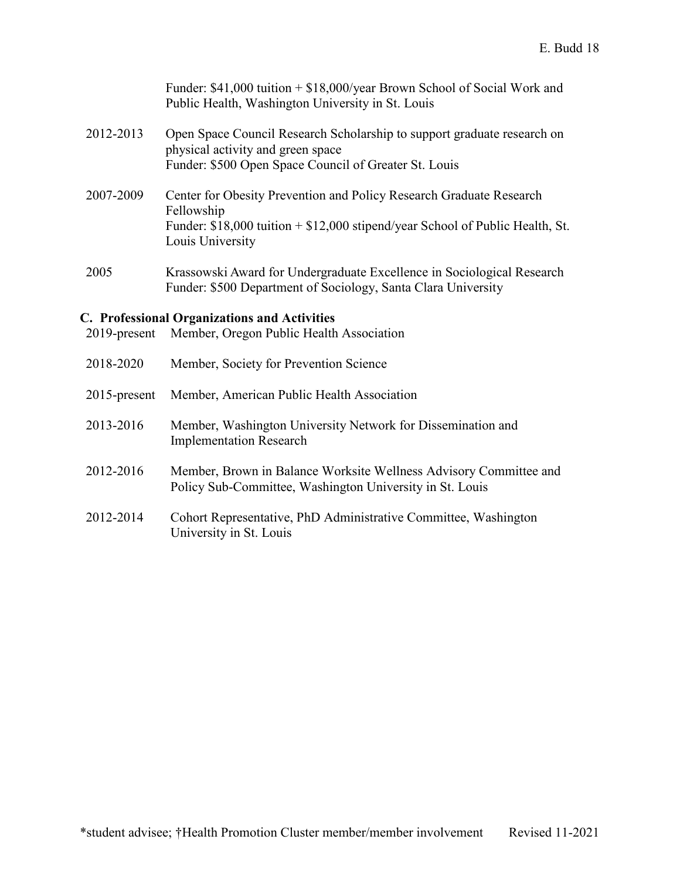Funder: $41,000 tuition + $18,000/year Brown School of Social Work and Public Health, Washington University in St. Louis

| | |
|---|---|
| 2012-2013 | Open Space Council Research Scholarship to support graduate research on physical activity and green space<br>Funder: $500 Open Space Council of Greater St. Louis |
| 2007-2009 | Center for Obesity Prevention and Policy Research Graduate Research Fellowship<br>Funder: $18,000 tuition + $12,000 stipend/year School of Public Health, St. Louis University |
| 2005 | Krassowski Award for Undergraduate Excellence in Sociological Research<br>Funder: $500 Department of Sociology, Santa Clara University |

### C. Professional Organizations and Activities

| | |
|---|---|
| 2019-present | Member, Oregon Public Health Association |
| 2018-2020 | Member, Society for Prevention Science |
| 2015-present | Member, American Public Health Association |
| 2013-2016 | Member, Washington University Network for Dissemination and Implementation Research |
| 2012-2016 | Member, Brown in Balance Worksite Wellness Advisory Committee and Policy Sub-Committee, Washington University in St. Louis |
| 2012-2014 | Cohort Representative, PhD Administrative Committee, Washington University in St. Louis |

*student advisee; †Health Promotion Cluster member/member involvement Revised 11-2021